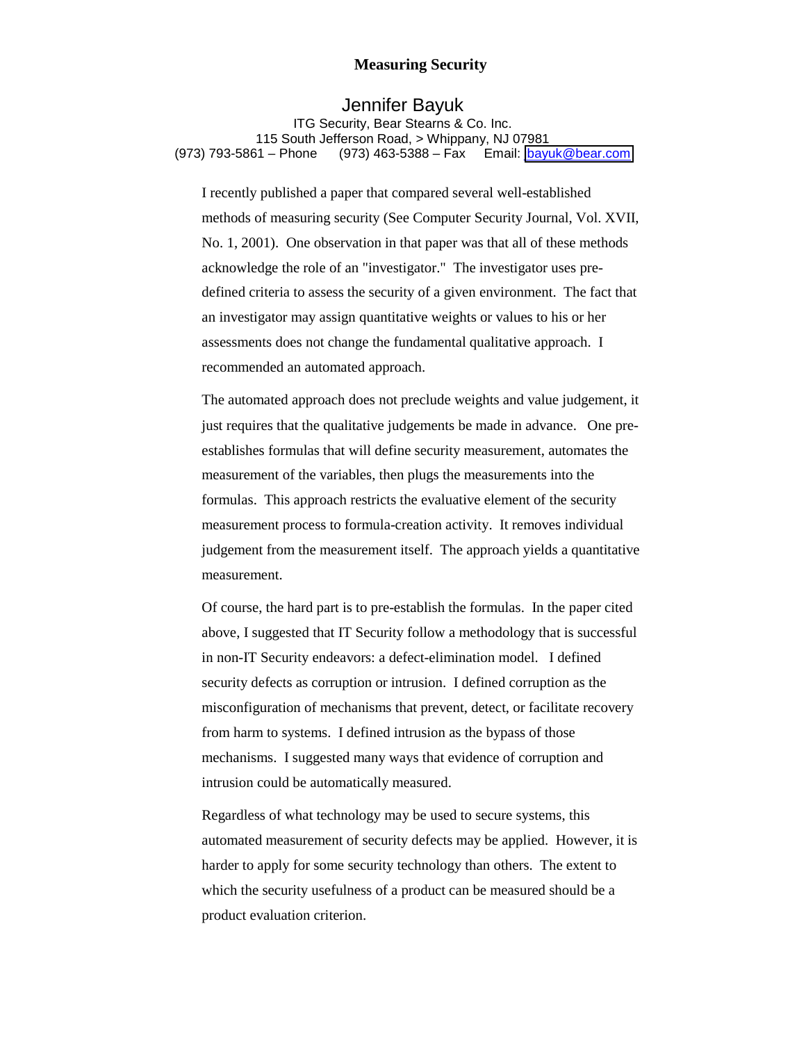# Measuring Security

**Jennifer Bayuk**

ITG Security, Bear Stearns & Co. Inc.
115 South Jefferson Road, > Whippany, NJ 07981
(973) 793-5861 – Phone (973) 463-5388 – Fax Email: bayuk@bear.com

I recently published a paper that compared several well-established methods of measuring security (See Computer Security Journal, Vol. XVII, No. 1, 2001). One observation in that paper was that all of these methods acknowledge the role of an "investigator." The investigator uses pre-defined criteria to assess the security of a given environment. The fact that an investigator may assign quantitative weights or values to his or her assessments does not change the fundamental qualitative approach. I recommended an automated approach.

The automated approach does not preclude weights and value judgement, it just requires that the qualitative judgements be made in advance. One pre-establishes formulas that will define security measurement, automates the measurement of the variables, then plugs the measurements into the formulas. This approach restricts the evaluative element of the security measurement process to formula-creation activity. It removes individual judgement from the measurement itself. The approach yields a quantitative measurement.

Of course, the hard part is to pre-establish the formulas. In the paper cited above, I suggested that IT Security follow a methodology that is successful in non-IT Security endeavors: a defect-elimination model. I defined security defects as corruption or intrusion. I defined corruption as the misconfiguration of mechanisms that prevent, detect, or facilitate recovery from harm to systems. I defined intrusion as the bypass of those mechanisms. I suggested many ways that evidence of corruption and intrusion could be automatically measured.

Regardless of what technology may be used to secure systems, this automated measurement of security defects may be applied. However, it is harder to apply for some security technology than others. The extent to which the security usefulness of a product can be measured should be a product evaluation criterion.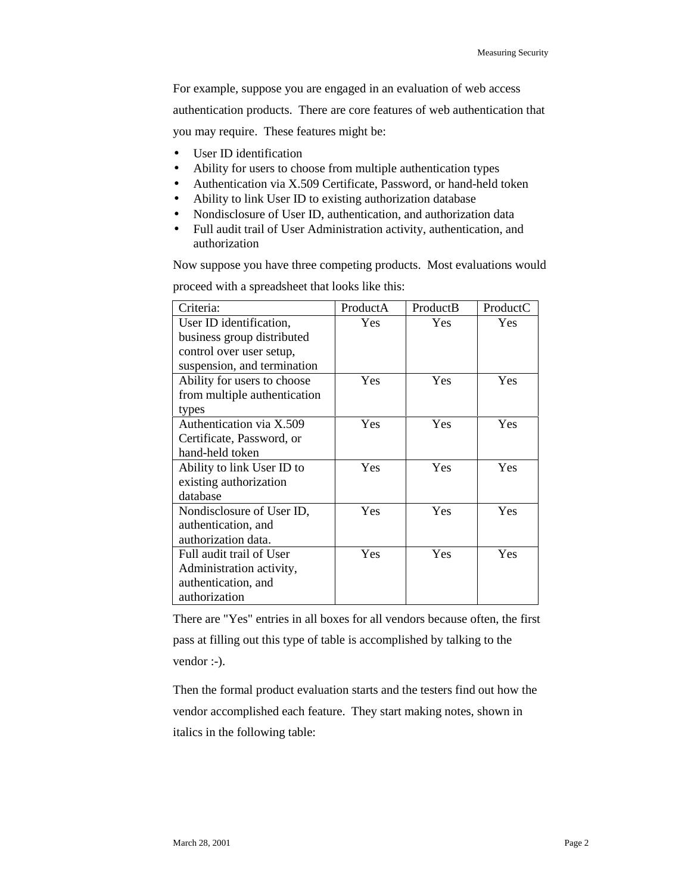For example, suppose you are engaged in an evaluation of web access authentication products. There are core features of web authentication that you may require. These features might be:

- User ID identification
- Ability for users to choose from multiple authentication types
- Authentication via X.509 Certificate, Password, or hand-held token
- Ability to link User ID to existing authorization database
- Nondisclosure of User ID, authentication, and authorization data
- Full audit trail of User Administration activity, authentication, and authorization

Now suppose you have three competing products. Most evaluations would proceed with a spreadsheet that looks like this:

| Criteria: | ProductA | ProductB | ProductC |
|---|---|---|---|
| User ID identification, business group distributed control over user setup, suspension, and termination | Yes | Yes | Yes |
| Ability for users to choose from multiple authentication types | Yes | Yes | Yes |
| Authentication via X.509 Certificate, Password, or hand-held token | Yes | Yes | Yes |
| Ability to link User ID to existing authorization database | Yes | Yes | Yes |
| Nondisclosure of User ID, authentication, and authorization data. | Yes | Yes | Yes |
| Full audit trail of User Administration activity, authentication, and authorization | Yes | Yes | Yes |

There are "Yes" entries in all boxes for all vendors because often, the first pass at filling out this type of table is accomplished by talking to the vendor :-).

Then the formal product evaluation starts and the testers find out how the vendor accomplished each feature. They start making notes, shown in italics in the following table: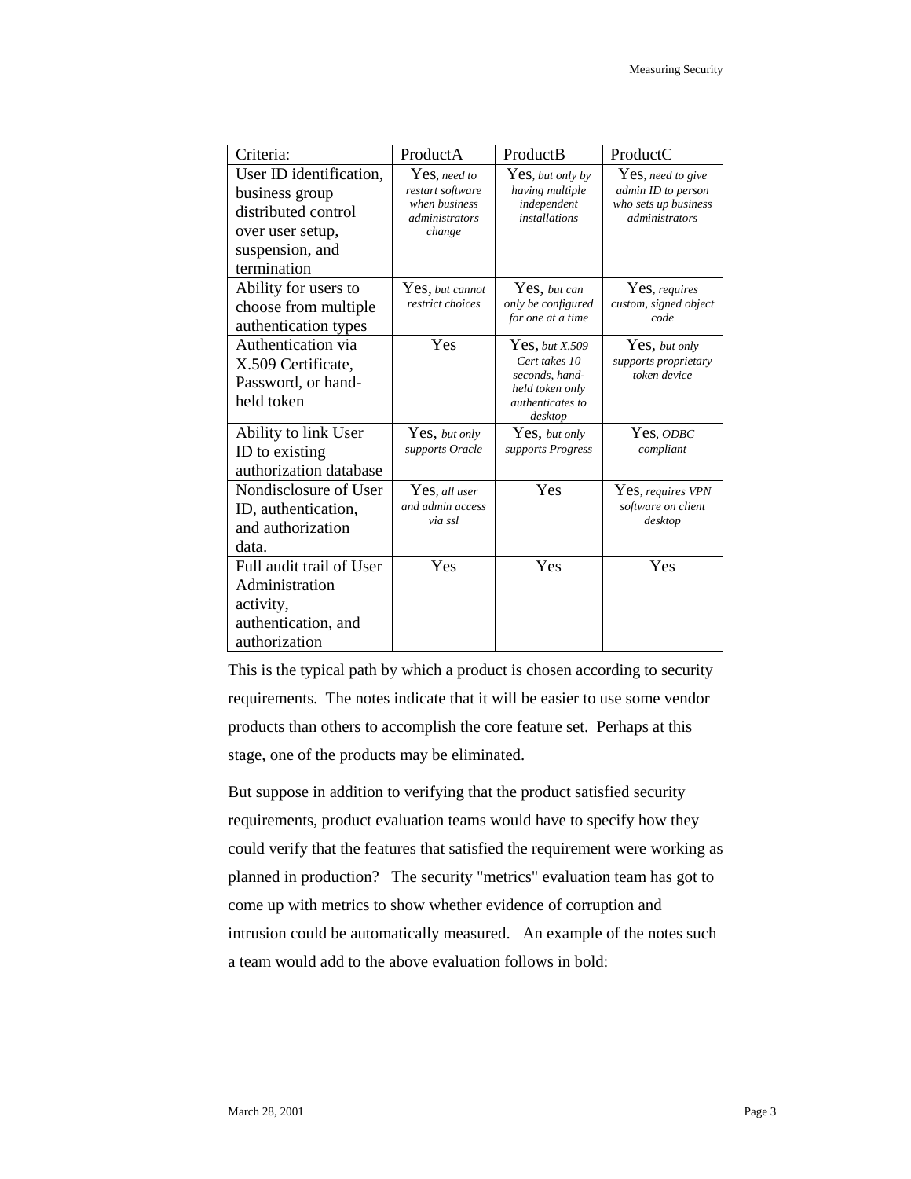| Criteria: | ProductA | ProductB | ProductC |
|---|---|---|---|
| User ID identification, business group distributed control over user setup, suspension, and termination | Yes*, need to restart software when business administrators change* | Yes*, but only by having multiple independent installations* | Yes*, need to give admin ID to person who sets up business administrators* |
| Ability for users to choose from multiple authentication types | Yes*, but cannot restrict choices* | Yes*, but can only be configured for one at a time* | Yes*, requires custom, signed object code* |
| Authentication via X.509 Certificate, Password, or hand-held token | Yes | Yes*, but X.509 Cert takes 10 seconds, hand-held token only authenticates to desktop* | Yes*, but only supports proprietary token device* |
| Ability to link User ID to existing authorization database | Yes*, but only supports Oracle* | Yes*, but only supports Progress* | Yes*, ODBC compliant* |
| Nondisclosure of User ID, authentication, and authorization data. | Yes*, all user and admin access via ssl* | Yes | Yes*, requires VPN software on client desktop* |
| Full audit trail of User Administration activity, authentication, and authorization | Yes | Yes | Yes |

This is the typical path by which a product is chosen according to security requirements. The notes indicate that it will be easier to use some vendor products than others to accomplish the core feature set. Perhaps at this stage, one of the products may be eliminated.

But suppose in addition to verifying that the product satisfied security requirements, product evaluation teams would have to specify how they could verify that the features that satisfied the requirement were working as planned in production? The security "metrics" evaluation team has got to come up with metrics to show whether evidence of corruption and intrusion could be automatically measured. An example of the notes such a team would add to the above evaluation follows in bold: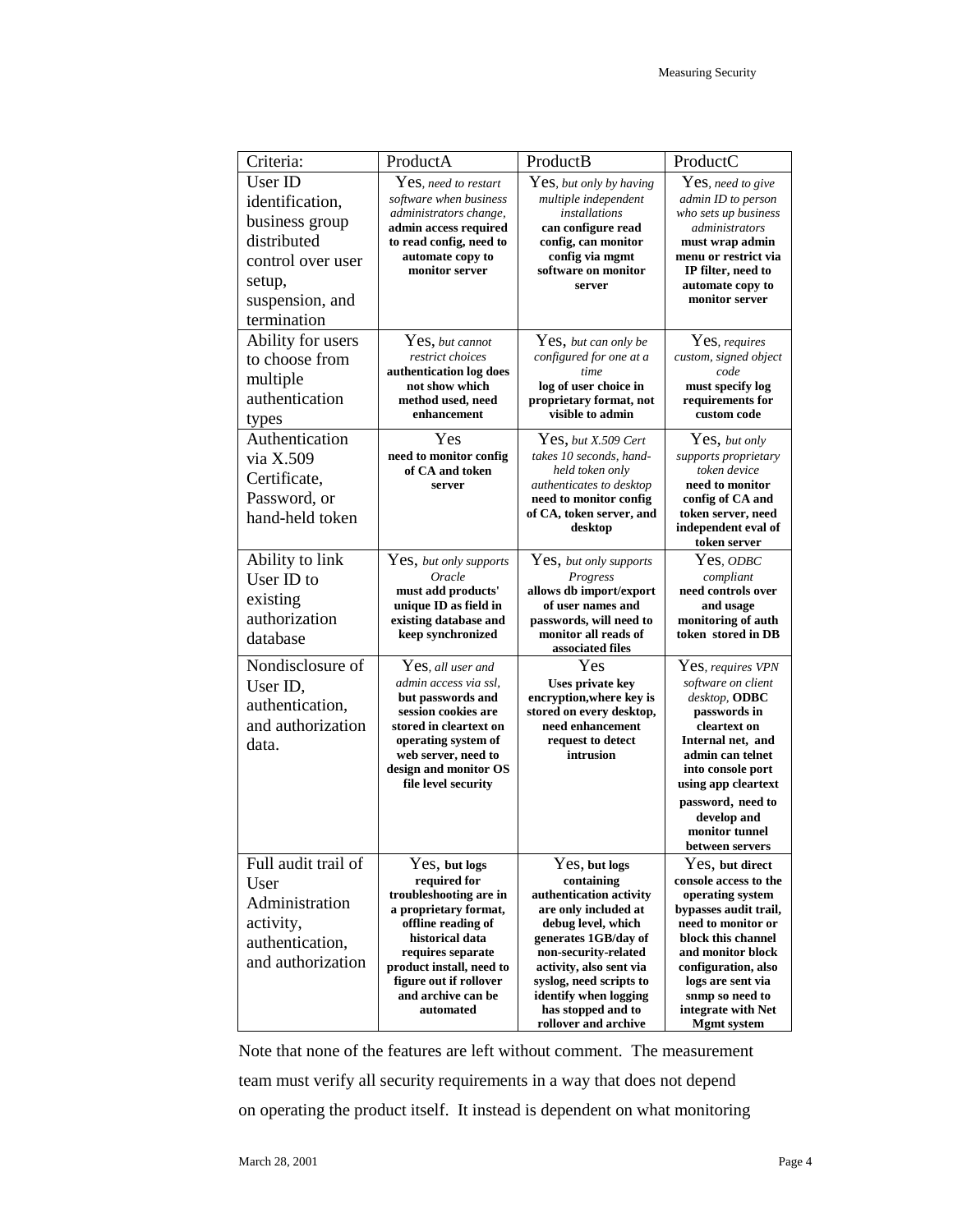| Criteria: | ProductA | ProductB | ProductC |
|---|---|---|---|
| User ID identification, business group distributed control over user setup, suspension, and termination | Yes, *need to restart software when business administrators change,* **admin access required to read config, need to automate copy to monitor server** | Yes, *but only by having multiple independent installations* **can configure read config, can monitor config via mgmt software on monitor server** | Yes, *need to give admin ID to person who sets up business administrators* **must wrap admin menu or restrict via IP filter, need to automate copy to monitor server** |
| Ability for users to choose from multiple authentication types | Yes, *but cannot restrict choices* **authentication log does not show which method used, need enhancement** | Yes, *but can only be configured for one at a time* **log of user choice in proprietary format, not visible to admin** | Yes, *requires custom, signed object code* **must specify log requirements for custom code** |
| Authentication via X.509 Certificate, Password, or hand-held token | Yes **need to monitor config of CA and token server** | Yes, *but X.509 Cert takes 10 seconds, hand-held token only authenticates to desktop* **need to monitor config of CA, token server, and desktop** | Yes, *but only supports proprietary token device* **need to monitor config of CA and token server, need independent eval of token server** |
| Ability to link User ID to existing authorization database | Yes, *but only supports Oracle* **must add products' unique ID as field in existing database and keep synchronized** | Yes, *but only supports Progress* **allows db import/export of user names and passwords, will need to monitor all reads of associated files** | Yes, *ODBC compliant* **need controls over and usage monitoring of auth token stored in DB** |
| Nondisclosure of User ID, authentication, and authorization data. | Yes, *all user and admin access via ssl,* **but passwords and session cookies are stored in cleartext on operating system of web server, need to design and monitor OS file level security** | Yes **Uses private key encryption,where key is stored on every desktop, need enhancement request to detect intrusion** | Yes, *requires VPN software on client desktop,* **ODBC passwords in cleartext on Internal net, and admin can telnet into console port using app cleartext password, need to develop and monitor tunnel between servers** |
| Full audit trail of User Administration activity, authentication, and authorization | Yes, **but logs required for troubleshooting are in a proprietary format, offline reading of historical data requires separate product install, need to figure out if rollover and archive can be automated** | Yes, **but logs containing authentication activity are only included at debug level, which generates 1GB/day of non-security-related activity, also sent via syslog, need scripts to identify when logging has stopped and to rollover and archive** | Yes, **but direct console access to the operating system bypasses audit trail, need to monitor or block this channel and monitor block configuration, also logs are sent via snmp so need to integrate with Net Mgmt system** |

Note that none of the features are left without comment. The measurement team must verify all security requirements in a way that does not depend on operating the product itself. It instead is dependent on what monitoring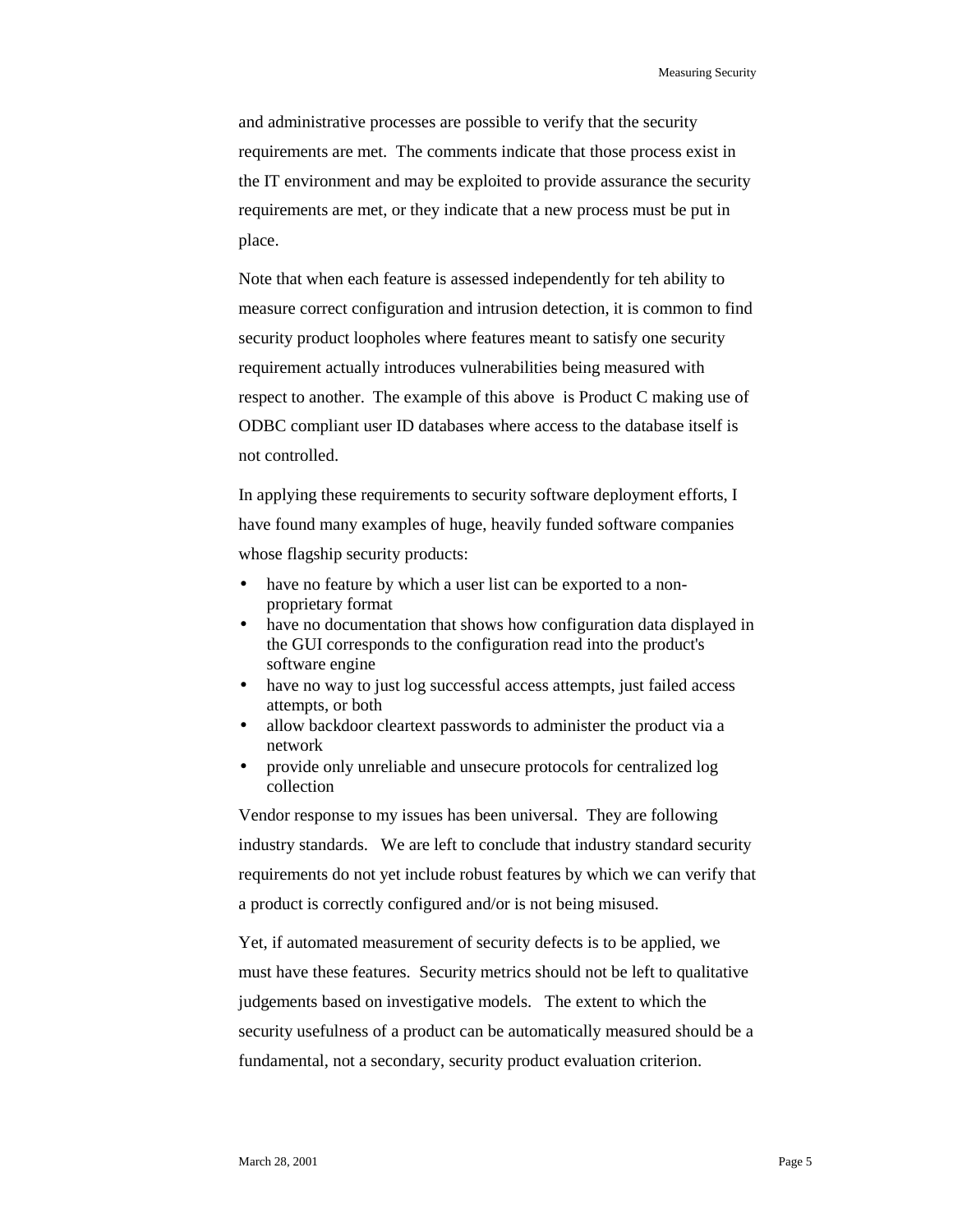and administrative processes are possible to verify that the security requirements are met. The comments indicate that those process exist in the IT environment and may be exploited to provide assurance the security requirements are met, or they indicate that a new process must be put in place.

Note that when each feature is assessed independently for teh ability to measure correct configuration and intrusion detection, it is common to find security product loopholes where features meant to satisfy one security requirement actually introduces vulnerabilities being measured with respect to another. The example of this above is Product C making use of ODBC compliant user ID databases where access to the database itself is not controlled.

In applying these requirements to security software deployment efforts, I have found many examples of huge, heavily funded software companies whose flagship security products:

- have no feature by which a user list can be exported to a non-proprietary format
- have no documentation that shows how configuration data displayed in the GUI corresponds to the configuration read into the product's software engine
- have no way to just log successful access attempts, just failed access attempts, or both
- allow backdoor cleartext passwords to administer the product via a network
- provide only unreliable and unsecure protocols for centralized log collection

Vendor response to my issues has been universal. They are following industry standards. We are left to conclude that industry standard security requirements do not yet include robust features by which we can verify that a product is correctly configured and/or is not being misused.

Yet, if automated measurement of security defects is to be applied, we must have these features. Security metrics should not be left to qualitative judgements based on investigative models. The extent to which the security usefulness of a product can be automatically measured should be a fundamental, not a secondary, security product evaluation criterion.